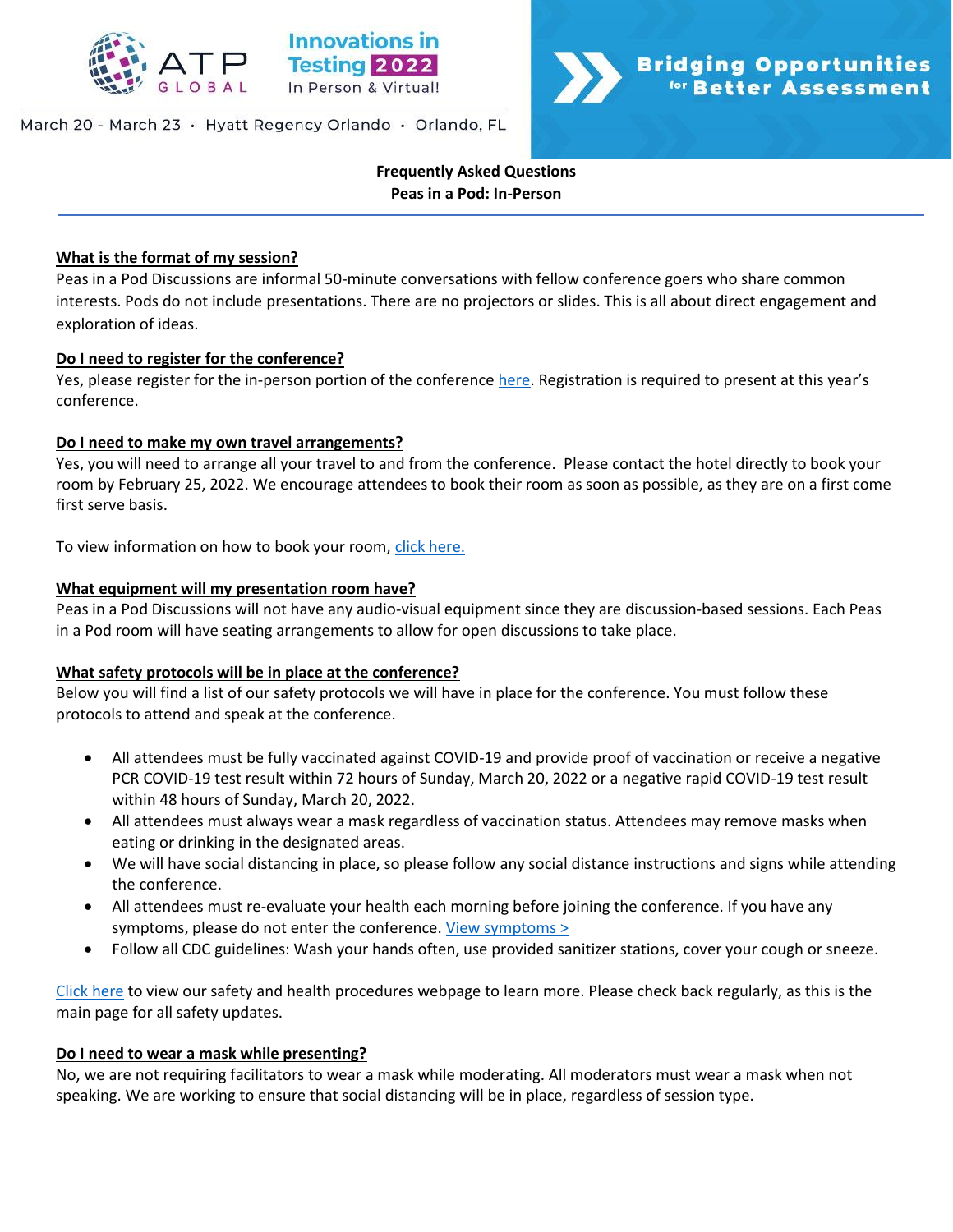ATP GLOBAL

Innovations in Testing 2022

In Person & Virtual!

March 20 - March 23 · Hyatt Regency Orlando · Orlando, FL

Bridging Opportunities for Better Assessment

**Frequently Asked Questions**
**Peas in a Pod: In-Person**

**What is the format of my session?**

Peas in a Pod Discussions are informal 50-minute conversations with fellow conference goers who share common interests. Pods do not include presentations. There are no projectors or slides. This is all about direct engagement and exploration of ideas.

**Do I need to register for the conference?**

Yes, please register for the in-person portion of the conference here. Registration is required to present at this year's conference.

**Do I need to make my own travel arrangements?**

Yes, you will need to arrange all your travel to and from the conference. Please contact the hotel directly to book your room by February 25, 2022. We encourage attendees to book their room as soon as possible, as they are on a first come first serve basis.

To view information on how to book your room, click here.

**What equipment will my presentation room have?**

Peas in a Pod Discussions will not have any audio-visual equipment since they are discussion-based sessions. Each Peas in a Pod room will have seating arrangements to allow for open discussions to take place.

**What safety protocols will be in place at the conference?**

Below you will find a list of our safety protocols we will have in place for the conference. You must follow these protocols to attend and speak at the conference.

- All attendees must be fully vaccinated against COVID-19 and provide proof of vaccination or receive a negative PCR COVID-19 test result within 72 hours of Sunday, March 20, 2022 or a negative rapid COVID-19 test result within 48 hours of Sunday, March 20, 2022.
- All attendees must always wear a mask regardless of vaccination status. Attendees may remove masks when eating or drinking in the designated areas.
- We will have social distancing in place, so please follow any social distance instructions and signs while attending the conference.
- All attendees must re-evaluate your health each morning before joining the conference. If you have any symptoms, please do not enter the conference. View symptoms >
- Follow all CDC guidelines: Wash your hands often, use provided sanitizer stations, cover your cough or sneeze.

Click here to view our safety and health procedures webpage to learn more. Please check back regularly, as this is the main page for all safety updates.

**Do I need to wear a mask while presenting?**

No, we are not requiring facilitators to wear a mask while moderating. All moderators must wear a mask when not speaking. We are working to ensure that social distancing will be in place, regardless of session type.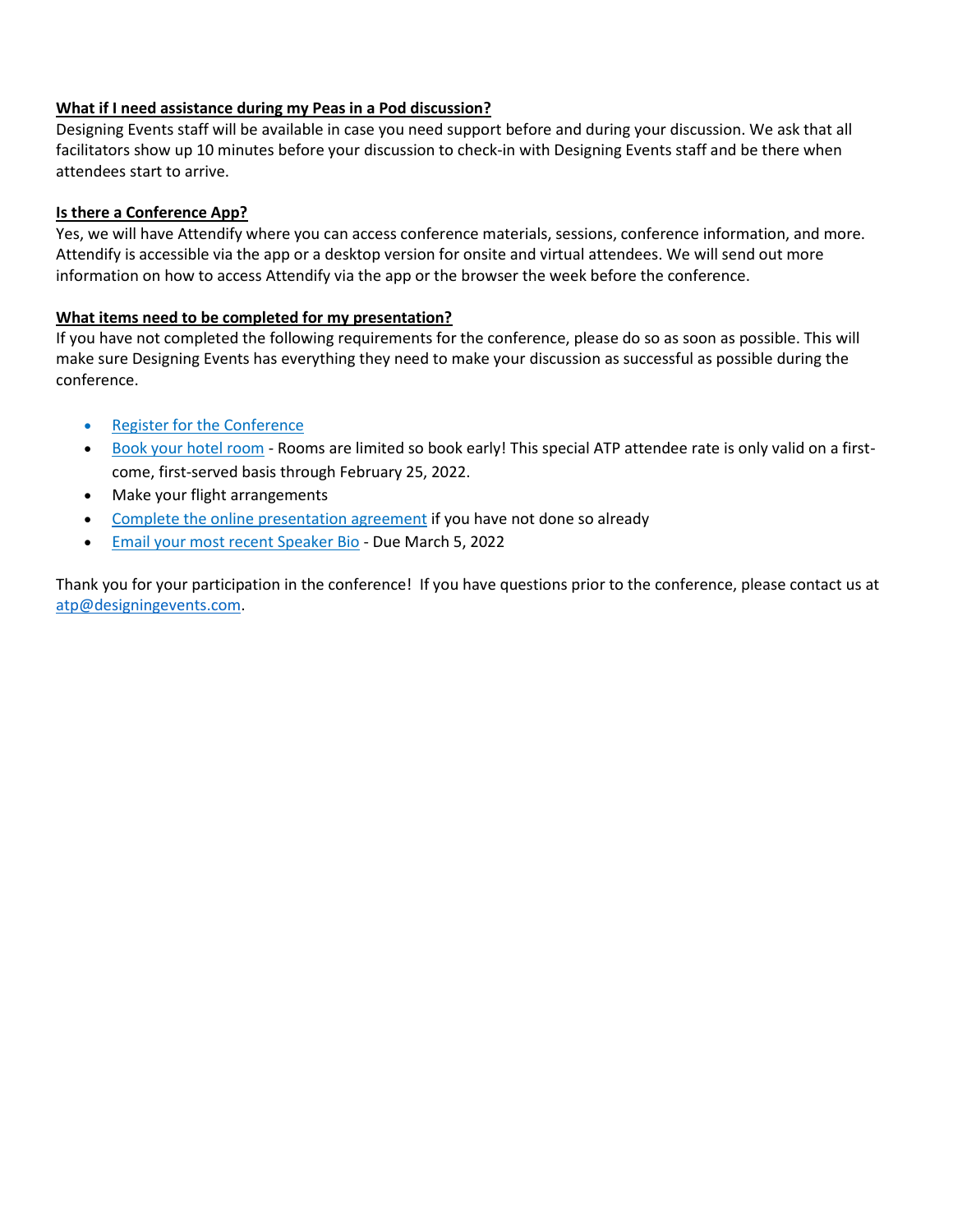**What if I need assistance during my Peas in a Pod discussion?**

Designing Events staff will be available in case you need support before and during your discussion. We ask that all facilitators show up 10 minutes before your discussion to check-in with Designing Events staff and be there when attendees start to arrive.

**Is there a Conference App?**

Yes, we will have Attendify where you can access conference materials, sessions, conference information, and more. Attendify is accessible via the app or a desktop version for onsite and virtual attendees. We will send out more information on how to access Attendify via the app or the browser the week before the conference.

**What items need to be completed for my presentation?**

If you have not completed the following requirements for the conference, please do so as soon as possible. This will make sure Designing Events has everything they need to make your discussion as successful as possible during the conference.

- Register for the Conference
- Book your hotel room - Rooms are limited so book early! This special ATP attendee rate is only valid on a first-come, first-served basis through February 25, 2022.
- Make your flight arrangements
- Complete the online presentation agreement if you have not done so already
- Email your most recent Speaker Bio - Due March 5, 2022

Thank you for your participation in the conference! If you have questions prior to the conference, please contact us at atp@designingevents.com.